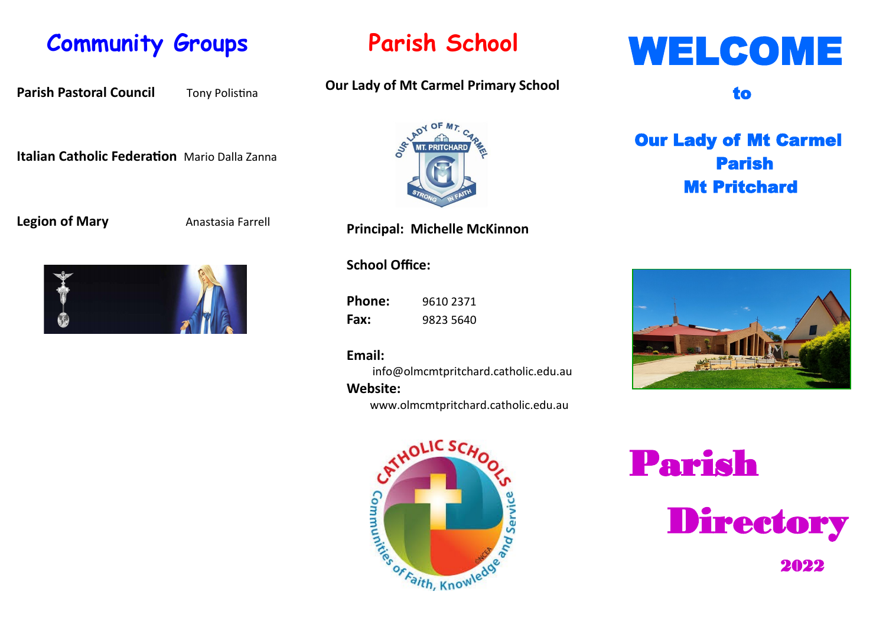# Community Groups

**Parish Pastoral Council** Tony Polistina

**Italian Catholic Federation** Mario Dalla Zanna

**Legion of Mary** Anastasia Farrell

# Parish School

**Our Lady of Mt Carmel Primary School**

**Principal: Michelle McKinnon**

**School Office:**

**Phone:** 9610 2371
**Fax:** 9823 5640

**Email:**
info@olmcmtpritchard.catholic.edu.au

**Website:**
www.olmcmtpritchard.catholic.edu.au

# WELCOME

## to

## Our Lady of Mt Carmel Parish Mt Pritchard

# Parish Directory

**2022**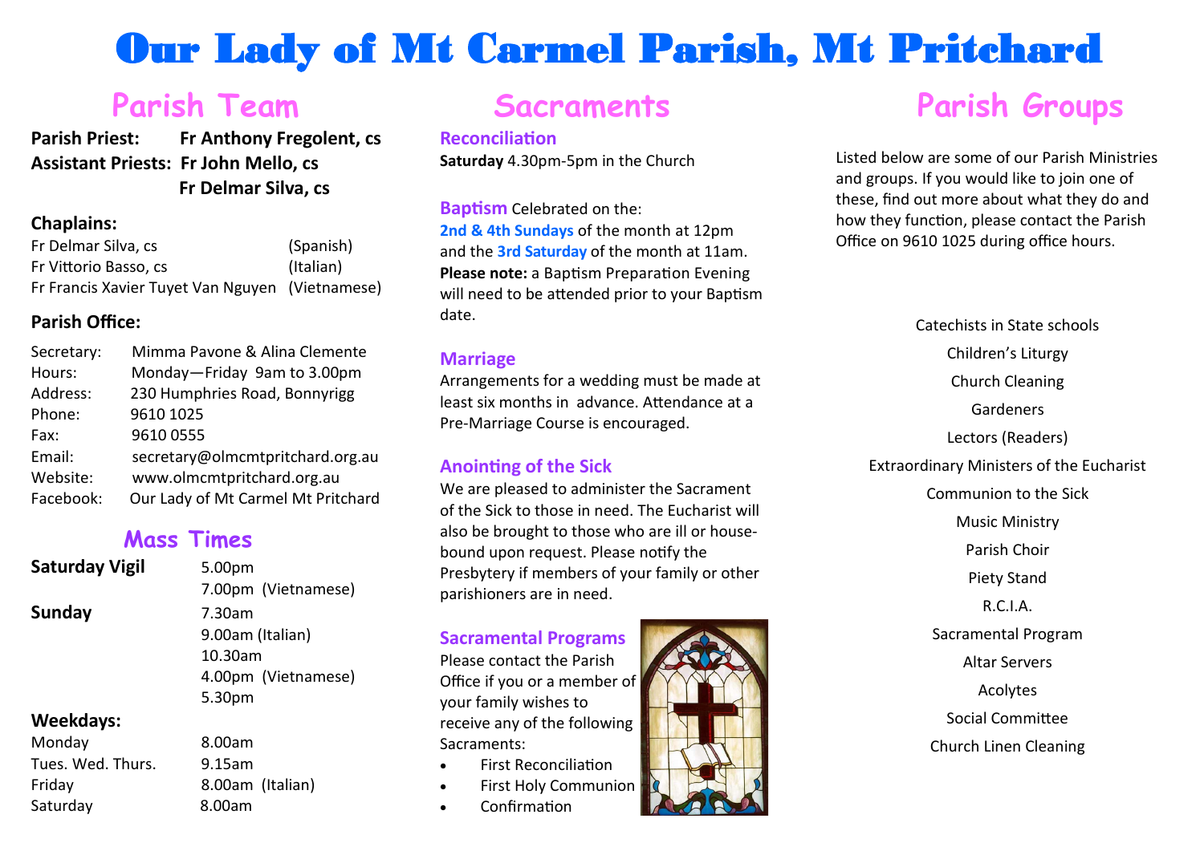# Our Lady of Mt Carmel Parish, Mt Pritchard

## Parish Team

**Parish Priest:** **Fr Anthony Fregolent, cs**

**Assistant Priests:** **Fr John Mello, cs**
**Fr Delmar Silva, cs**

### Chaplains:

| | |
|---|---|
| Fr Delmar Silva, cs | (Spanish) |
| Fr Vittorio Basso, cs | (Italian) |
| Fr Francis Xavier Tuyet Van Nguyen | (Vietnamese) |

### Parish Office:

| | |
|---|---|
| Secretary: | Mimma Pavone & Alina Clemente |
| Hours: | Monday—Friday 9am to 3.00pm |
| Address: | 230 Humphries Road, Bonnyrigg |
| Phone: | 9610 1025 |
| Fax: | 9610 0555 |
| Email: | secretary@olmcmtpritchard.org.au |
| Website: | www.olmcmtpritchard.org.au |
| Facebook: | Our Lady of Mt Carmel Mt Pritchard |

## Mass Times

| | |
|---|---|
| **Saturday Vigil** | 5.00pm |
| | 7.00pm (Vietnamese) |
| **Sunday** | 7.30am |
| | 9.00am (Italian) |
| | 10.30am |
| | 4.00pm (Vietnamese) |
| | 5.30pm |
| **Weekdays:** | |
| Monday | 8.00am |
| Tues. Wed. Thurs. | 9.15am |
| Friday | 8.00am (Italian) |
| Saturday | 8.00am |

## Sacraments

### Reconciliation

**Saturday** 4.30pm-5pm in the Church

### Baptism

Celebrated on the:
**2nd & 4th Sundays** of the month at 12pm and the **3rd Saturday** of the month at 11am.
**Please note:** a Baptism Preparation Evening will need to be attended prior to your Baptism date.

### Marriage

Arrangements for a wedding must be made at least six months in advance. Attendance at a Pre-Marriage Course is encouraged.

### Anointing of the Sick

We are pleased to administer the Sacrament of the Sick to those in need. The Eucharist will also be brought to those who are ill or house-bound upon request. Please notify the Presbytery if members of your family or other parishioners are in need.

### Sacramental Programs

Please contact the Parish Office if you or a member of your family wishes to receive any of the following Sacraments:

- First Reconciliation
- First Holy Communion
- Confirmation

## Parish Groups

Listed below are some of our Parish Ministries and groups. If you would like to join one of these, find out more about what they do and how they function, please contact the Parish Office on 9610 1025 during office hours.

Catechists in State schools
Children's Liturgy
Church Cleaning
Gardeners
Lectors (Readers)
Extraordinary Ministers of the Eucharist
Communion to the Sick
Music Ministry
Parish Choir
Piety Stand
R.C.I.A.
Sacramental Program
Altar Servers
Acolytes
Social Committee
Church Linen Cleaning